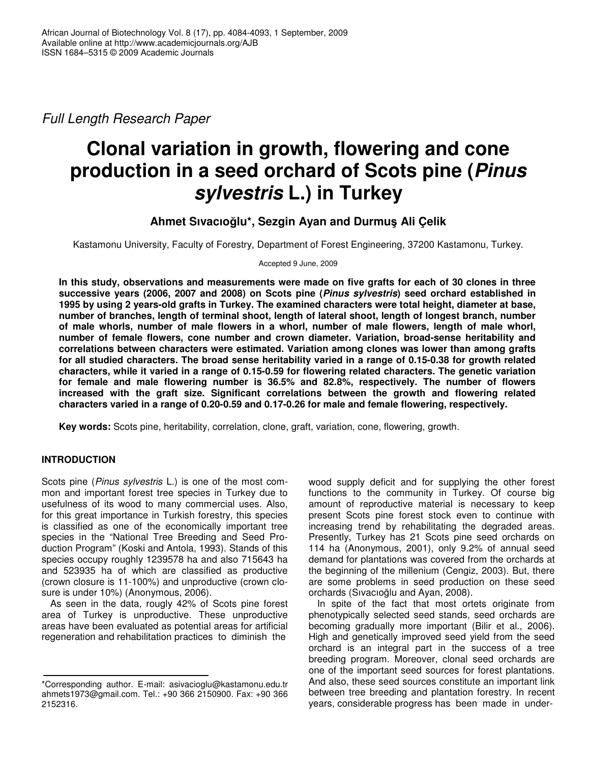*Full Length Research Paper*

# Clonal variation in growth, flowering and cone production in a seed orchard of Scots pine (*Pinus sylvestris* L.) in Turkey

**Ahmet Sıvacıoğlu\*, Sezgin Ayan and Durmuş Ali Çelik**

Kastamonu University, Faculty of Forestry, Department of Forest Engineering, 37200 Kastamonu, Turkey.

Accepted 9 June, 2009

**In this study, observations and measurements were made on five grafts for each of 30 clones in three successive years (2006, 2007 and 2008) on Scots pine (*Pinus sylvestris*) seed orchard established in 1995 by using 2 years-old grafts in Turkey. The examined characters were total height, diameter at base, number of branches, length of terminal shoot, length of lateral shoot, length of longest branch, number of male whorls, number of male flowers in a whorl, number of male flowers, length of male whorl, number of female flowers, cone number and crown diameter. Variation, broad-sense heritability and correlations between characters were estimated. Variation among clones was lower than among grafts for all studied characters. The broad sense heritability varied in a range of 0.15-0.38 for growth related characters, while it varied in a range of 0.15-0.59 for flowering related characters. The genetic variation for female and male flowering number is 36.5% and 82.8%, respectively. The number of flowers increased with the graft size. Significant correlations between the growth and flowering related characters varied in a range of 0.20-0.59 and 0.17-0.26 for male and female flowering, respectively.**

**Key words:** Scots pine, heritability, correlation, clone, graft, variation, cone, flowering, growth.

## INTRODUCTION

Scots pine (*Pinus sylvestris* L.) is one of the most common and important forest tree species in Turkey due to usefulness of its wood to many commercial uses. Also, for this great importance in Turkish forestry, this species is classified as one of the economically important tree species in the "National Tree Breeding and Seed Production Program" (Koski and Antola, 1993). Stands of this species occupy roughly 1239578 ha and also 715643 ha and 523935 ha of which are classified as productive (crown closure is 11-100%) and unproductive (crown closure is under 10%) (Anonymous, 2006).

As seen in the data, roughly 42% of Scots pine forest area of Turkey is unproductive. These unproductive areas have been evaluated as potential areas for artificial regeneration and rehabilitation practices to diminish the wood supply deficit and for supplying the other forest functions to the community in Turkey. Of course big amount of reproductive material is necessary to keep present Scots pine forest stock even to continue with increasing trend by rehabilitating the degraded areas. Presently, Turkey has 21 Scots pine seed orchards on 114 ha (Anonymous, 2001), only 9.2% of annual seed demand for plantations was covered from the orchards at the beginning of the millenium (Cengiz, 2003). But, there are some problems in seed production on these seed orchards (Sıvacıoğlu and Ayan, 2008).

In spite of the fact that most ortets originate from phenotypically selected seed stands, seed orchards are becoming gradually more important (Bilir et al., 2006). High and genetically improved seed yield from the seed orchard is an integral part in the success of a tree breeding program. Moreover, clonal seed orchards are one of the important seed sources for forest plantations. And also, these seed sources constitute an important link between tree breeding and plantation forestry. In recent years, considerable progress has been made in under-

\*Corresponding author. E-mail: asivacioglu@kastamonu.edu.tr ahmets1973@gmail.com. Tel.: +90 366 2150900. Fax: +90 366 2152316.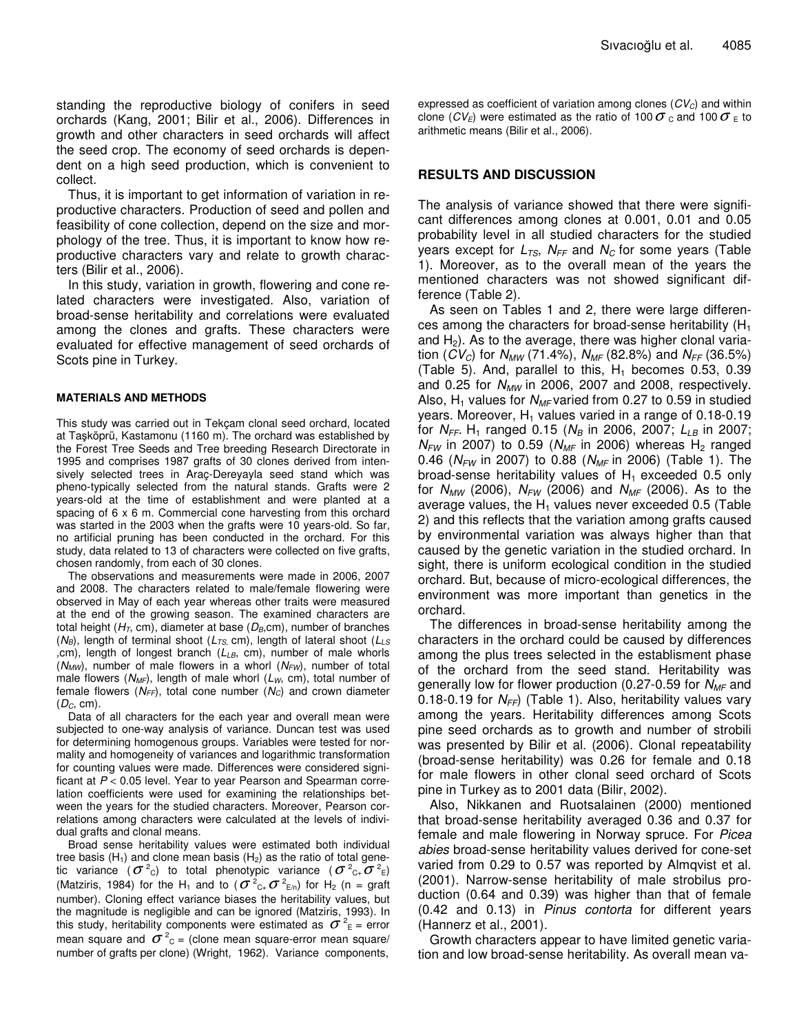standing the reproductive biology of conifers in seed orchards (Kang, 2001; Bilir et al., 2006). Differences in growth and other characters in seed orchards will affect the seed crop. The economy of seed orchards is dependent on a high seed production, which is convenient to collect.

Thus, it is important to get information of variation in reproductive characters. Production of seed and pollen and feasibility of cone collection, depend on the size and morphology of the tree. Thus, it is important to know how reproductive characters vary and relate to growth characters (Bilir et al., 2006).

In this study, variation in growth, flowering and cone related characters were investigated. Also, variation of broad-sense heritability and correlations were evaluated among the clones and grafts. These characters were evaluated for effective management of seed orchards of Scots pine in Turkey.

#### MATERIALS AND METHODS

This study was carried out in Tekçam clonal seed orchard, located at Taşköprü, Kastamonu (1160 m). The orchard was established by the Forest Tree Seeds and Tree breeding Research Directorate in 1995 and comprises 1987 grafts of 30 clones derived from intensively selected trees in Araç-Dereyayla seed stand which was pheno-typically selected from the natural stands. Grafts were 2 years-old at the time of establishment and were planted at a spacing of 6 x 6 m. Commercial cone harvesting from this orchard was started in the 2003 when the grafts were 10 years-old. So far, no artificial pruning has been conducted in the orchard. For this study, data related to 13 of characters were collected on five grafts, chosen randomly, from each of 30 clones.

The observations and measurements were made in 2006, 2007 and 2008. The characters related to male/female flowering were observed in May of each year whereas other traits were measured at the end of the growing season. The examined characters are total height ($H_T$, cm), diameter at base ($D_B$,cm), number of branches ($N_B$), length of terminal shoot ($L_{TS}$, cm), length of lateral shoot ($L_{LS}$ ,cm), length of longest branch ($L_{LB}$, cm), number of male whorls ($N_{MW}$), number of male flowers in a whorl ($N_{FW}$), number of total male flowers ($N_{MF}$), length of male whorl ($L_W$, cm), total number of female flowers ($N_{FF}$), total cone number ($N_C$) and crown diameter ($D_C$, cm).

Data of all characters for the each year and overall mean were subjected to one-way analysis of variance. Duncan test was used for determining homogenous groups. Variables were tested for normality and homogeneity of variances and logarithmic transformation for counting values were made. Differences were considered significant at $P < 0.05$ level. Year to year Pearson and Spearman correlation coefficients were used for examining the relationships between the years for the studied characters. Moreover, Pearson correlations among characters were calculated at the levels of individual grafts and clonal means.

Broad sense heritability values were estimated both individual tree basis ($H_1$) and clone mean basis ($H_2$) as the ratio of total genetic variance ($\sigma^2_C$) to total phenotypic variance ($\sigma^2_{C+}\sigma^2_E$) (Matziris, 1984) for the $H_1$ and to ($\sigma^2_{C+}\sigma^2_{E/n}$) for $H_2$ (n = graft number). Cloning effect variance biases the heritability values, but the magnitude is negligible and can be ignored (Matziris, 1993). In this study, heritability components were estimated as $\sigma^2_E$ = error mean square and $\sigma^2_C$ = (clone mean square-error mean square/ number of grafts per clone) (Wright, 1962). Variance components, expressed as coefficient of variation among clones ($CV_C$) and within clone ($CV_E$) were estimated as the ratio of 100 $\sigma_C$ and 100 $\sigma_E$ to arithmetic means (Bilir et al., 2006).

## RESULTS AND DISCUSSION

The analysis of variance showed that there were significant differences among clones at 0.001, 0.01 and 0.05 probability level in all studied characters for the studied years except for $L_{TS}$, $N_{FF}$ and $N_C$ for some years (Table 1). Moreover, as to the overall mean of the years the mentioned characters was not showed significant difference (Table 2).

As seen on Tables 1 and 2, there were large differences among the characters for broad-sense heritability ($H_1$ and $H_2$). As to the average, there was higher clonal variation ($CV_C$) for $N_{MW}$ (71.4%), $N_{MF}$ (82.8%) and $N_{FF}$ (36.5%) (Table 5). And, parallel to this, $H_1$ becomes 0.53, 0.39 and 0.25 for $N_{MW}$ in 2006, 2007 and 2008, respectively. Also, $H_1$ values for $N_{MF}$ varied from 0.27 to 0.59 in studied years. Moreover, $H_1$ values varied in a range of 0.18-0.19 for $N_{FF}$. $H_1$ ranged 0.15 ($N_B$ in 2006, 2007; $L_{LB}$ in 2007; $N_{FW}$ in 2007) to 0.59 ($N_{MF}$ in 2006) whereas $H_2$ ranged 0.46 ($N_{FW}$ in 2007) to 0.88 ($N_{MF}$ in 2006) (Table 1). The broad-sense heritability values of $H_1$ exceeded 0.5 only for $N_{MW}$ (2006), $N_{FW}$ (2006) and $N_{MF}$ (2006). As to the average values, the $H_1$ values never exceeded 0.5 (Table 2) and this reflects that the variation among grafts caused by environmental variation was always higher than that caused by the genetic variation in the studied orchard. In sight, there is uniform ecological condition in the studied orchard. But, because of micro-ecological differences, the environment was more important than genetics in the orchard.

The differences in broad-sense heritability among the characters in the orchard could be caused by differences among the plus trees selected in the establishment phase of the orchard from the seed stand. Heritability was generally low for flower production (0.27-0.59 for $N_{MF}$ and 0.18-0.19 for $N_{FF}$) (Table 1). Also, heritability values vary among the years. Heritability differences among Scots pine seed orchards as to growth and number of strobili was presented by Bilir et al. (2006). Clonal repeatability (broad-sense heritability) was 0.26 for female and 0.18 for male flowers in other clonal seed orchard of Scots pine in Turkey as to 2001 data (Bilir, 2002).

Also, Nikkanen and Ruotsalainen (2000) mentioned that broad-sense heritability averaged 0.36 and 0.37 for female and male flowering in Norway spruce. For *Picea abies* broad-sense heritability values derived for cone-set varied from 0.29 to 0.57 was reported by Almqvist et al. (2001). Narrow-sense heritability of male strobilus production (0.64 and 0.39) was higher than that of female (0.42 and 0.13) in *Pinus contorta* for different years (Hannerz et al., 2001).

Growth characters appear to have limited genetic variation and low broad-sense heritability. As overall mean va-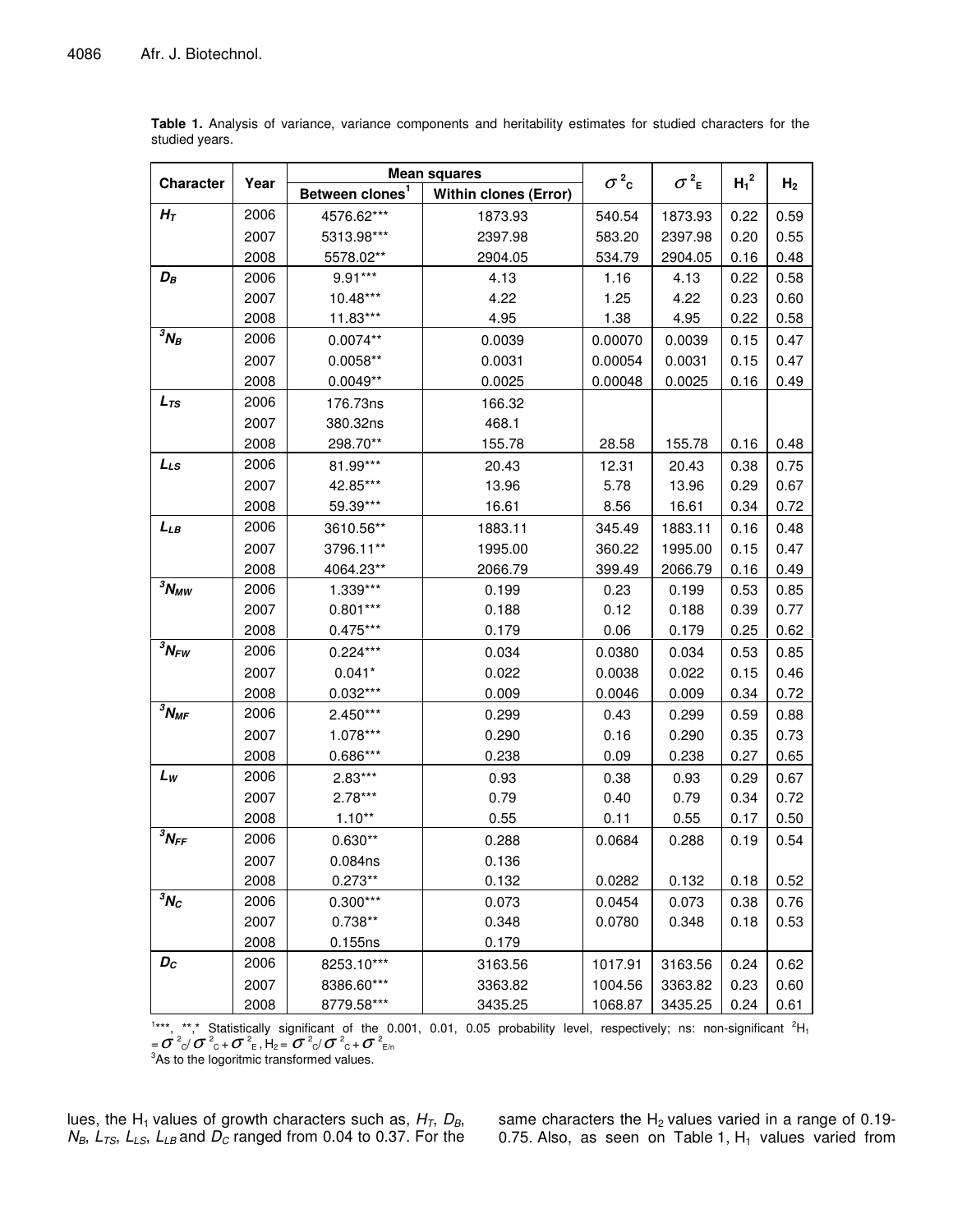**Table 1.** Analysis of variance, variance components and heritability estimates for studied characters for the studied years.

| Character | Year | Mean squares | | $\sigma^2_C$ | $\sigma^2_E$ | $H_1^2$ | $H_2$ |
|---|---|---|---|---|---|---|---|
| | | Between clones[1] | Within clones (Error) | | | | |
| $H_T$ | 2006 | 4576.62*** | 1873.93 | 540.54 | 1873.93 | 0.22 | 0.59 |
| | 2007 | 5313.98*** | 2397.98 | 583.20 | 2397.98 | 0.20 | 0.55 |
| | 2008 | 5578.02** | 2904.05 | 534.79 | 2904.05 | 0.16 | 0.48 |
| $D_B$ | 2006 | 9.91*** | 4.13 | 1.16 | 4.13 | 0.22 | 0.58 |
| | 2007 | 10.48*** | 4.22 | 1.25 | 4.22 | 0.23 | 0.60 |
| | 2008 | 11.83*** | 4.95 | 1.38 | 4.95 | 0.22 | 0.58 |
| $^3N_B$ | 2006 | 0.0074** | 0.0039 | 0.00070 | 0.0039 | 0.15 | 0.47 |
| | 2007 | 0.0058** | 0.0031 | 0.00054 | 0.0031 | 0.15 | 0.47 |
| | 2008 | 0.0049** | 0.0025 | 0.00048 | 0.0025 | 0.16 | 0.49 |
| $L_{TS}$ | 2006 | 176.73ns | 166.32 | | | | |
| | 2007 | 380.32ns | 468.1 | | | | |
| | 2008 | 298.70** | 155.78 | 28.58 | 155.78 | 0.16 | 0.48 |
| $L_{LS}$ | 2006 | 81.99*** | 20.43 | 12.31 | 20.43 | 0.38 | 0.75 |
| | 2007 | 42.85*** | 13.96 | 5.78 | 13.96 | 0.29 | 0.67 |
| | 2008 | 59.39*** | 16.61 | 8.56 | 16.61 | 0.34 | 0.72 |
| $L_{LB}$ | 2006 | 3610.56** | 1883.11 | 345.49 | 1883.11 | 0.16 | 0.48 |
| | 2007 | 3796.11** | 1995.00 | 360.22 | 1995.00 | 0.15 | 0.47 |
| | 2008 | 4064.23** | 2066.79 | 399.49 | 2066.79 | 0.16 | 0.49 |
| $^3N_{MW}$ | 2006 | 1.339*** | 0.199 | 0.23 | 0.199 | 0.53 | 0.85 |
| | 2007 | 0.801*** | 0.188 | 0.12 | 0.188 | 0.39 | 0.77 |
| | 2008 | 0.475*** | 0.179 | 0.06 | 0.179 | 0.25 | 0.62 |
| $^3N_{FW}$ | 2006 | 0.224*** | 0.034 | 0.0380 | 0.034 | 0.53 | 0.85 |
| | 2007 | 0.041* | 0.022 | 0.0038 | 0.022 | 0.15 | 0.46 |
| | 2008 | 0.032*** | 0.009 | 0.0046 | 0.009 | 0.34 | 0.72 |
| $^3N_{MF}$ | 2006 | 2.450*** | 0.299 | 0.43 | 0.299 | 0.59 | 0.88 |
| | 2007 | 1.078*** | 0.290 | 0.16 | 0.290 | 0.35 | 0.73 |
| | 2008 | 0.686*** | 0.238 | 0.09 | 0.238 | 0.27 | 0.65 |
| $L_W$ | 2006 | 2.83*** | 0.93 | 0.38 | 0.93 | 0.29 | 0.67 |
| | 2007 | 2.78*** | 0.79 | 0.40 | 0.79 | 0.34 | 0.72 |
| | 2008 | 1.10** | 0.55 | 0.11 | 0.55 | 0.17 | 0.50 |
| $^3N_{FF}$ | 2006 | 0.630** | 0.288 | 0.0684 | 0.288 | 0.19 | 0.54 |
| | 2007 | 0.084ns | 0.136 | | | | |
| | 2008 | 0.273** | 0.132 | 0.0282 | 0.132 | 0.18 | 0.52 |
| $^3N_C$ | 2006 | 0.300*** | 0.073 | 0.0454 | 0.073 | 0.38 | 0.76 |
| | 2007 | 0.738** | 0.348 | 0.0780 | 0.348 | 0.18 | 0.53 |
| | 2008 | 0.155ns | 0.179 | | | | |
| $D_C$ | 2006 | 8253.10*** | 3163.56 | 1017.91 | 3163.56 | 0.24 | 0.62 |
| | 2007 | 8386.60*** | 3363.82 | 1004.56 | 3363.82 | 0.23 | 0.60 |
| | 2008 | 8779.58*** | 3435.25 | 1068.87 | 3435.25 | 0.24 | 0.61 |

[1]***, **,* Statistically significant of the 0.001, 0.01, 0.05 probability level, respectively; ns: non-significant [2]$H_1 = \sigma^2_C / \sigma^2_C + \sigma^2_E$, $H_2 = \sigma^2_C / \sigma^2_C + \sigma^2_{E/n}$

[3]As to the logoritmic transformed values.

lues, the $H_1$ values of growth characters such as, $H_T$, $D_B$, $N_B$, $L_{TS}$, $L_{LS}$, $L_{LB}$ and $D_C$ ranged from 0.04 to 0.37. For the same characters the $H_2$ values varied in a range of 0.19-0.75. Also, as seen on Table 1, $H_1$ values varied from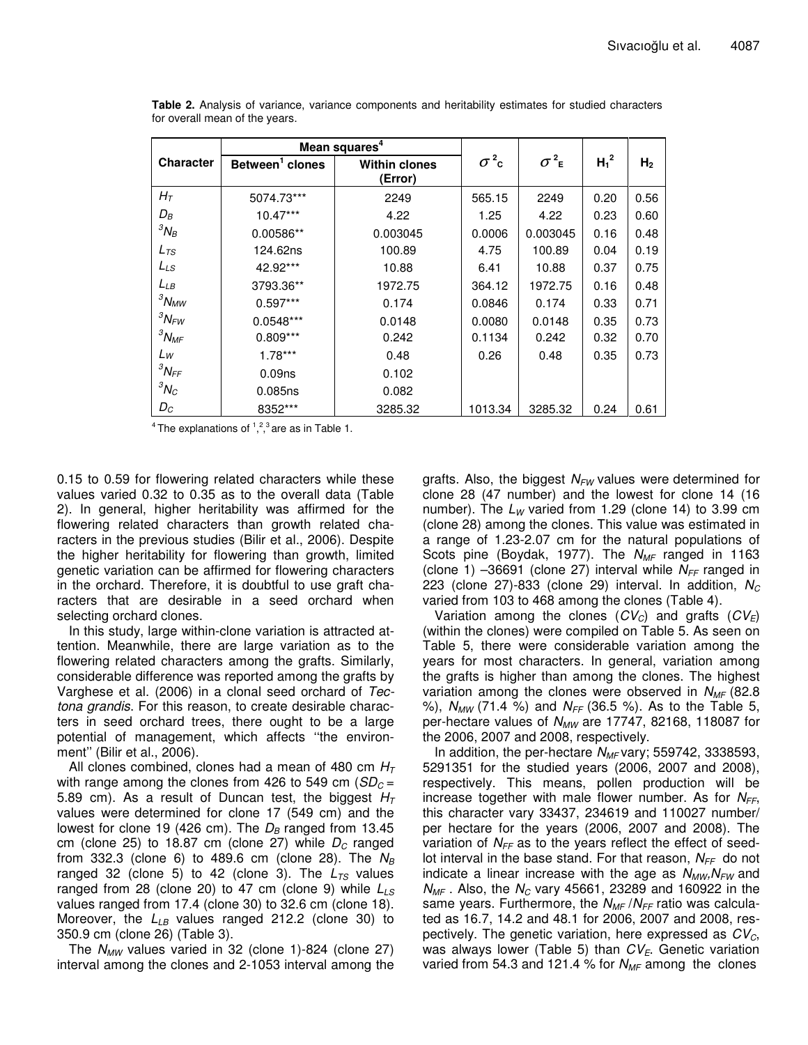**Table 2.** Analysis of variance, variance components and heritability estimates for studied characters for overall mean of the years.

| Character | Mean squares[4] | | $\sigma^2_C$ | $\sigma^2_E$ | $H_1^2$ | $H_2$ |
|---|---|---|---|---|---|---|
| | Between[1] clones | Within clones (Error) | | | | |
| $H_T$ | 5074.73*** | 2249 | 565.15 | 2249 | 0.20 | 0.56 |
| $D_B$ | 10.47*** | 4.22 | 1.25 | 4.22 | 0.23 | 0.60 |
| $^3N_B$ | 0.00586** | 0.003045 | 0.0006 | 0.003045 | 0.16 | 0.48 |
| $L_{TS}$ | 124.62ns | 100.89 | 4.75 | 100.89 | 0.04 | 0.19 |
| $L_{LS}$ | 42.92*** | 10.88 | 6.41 | 10.88 | 0.37 | 0.75 |
| $L_{LB}$ | 3793.36** | 1972.75 | 364.12 | 1972.75 | 0.16 | 0.48 |
| $^3N_{MW}$ | 0.597*** | 0.174 | 0.0846 | 0.174 | 0.33 | 0.71 |
| $^3N_{FW}$ | 0.0548*** | 0.0148 | 0.0080 | 0.0148 | 0.35 | 0.73 |
| $^3N_{MF}$ | 0.809*** | 0.242 | 0.1134 | 0.242 | 0.32 | 0.70 |
| $L_W$ | 1.78*** | 0.48 | 0.26 | 0.48 | 0.35 | 0.73 |
| $^3N_{FF}$ | 0.09ns | 0.102 | | | | |
| $^3N_C$ | 0.085ns | 0.082 | | | | |
| $D_C$ | 8352*** | 3285.32 | 1013.34 | 3285.32 | 0.24 | 0.61 |

[4] The explanations of [1],[2],[3] are as in Table 1.

0.15 to 0.59 for flowering related characters while these values varied 0.32 to 0.35 as to the overall data (Table 2). In general, higher heritability was affirmed for the flowering related characters than growth related characters in the previous studies (Bilir et al., 2006). Despite the higher heritability for flowering than growth, limited genetic variation can be affirmed for flowering characters in the orchard. Therefore, it is doubtful to use graft characters that are desirable in a seed orchard when selecting orchard clones.

In this study, large within-clone variation is attracted attention. Meanwhile, there are large variation as to the flowering related characters among the grafts. Similarly, considerable difference was reported among the grafts by Varghese et al. (2006) in a clonal seed orchard of *Tectona grandis*. For this reason, to create desirable characters in seed orchard trees, there ought to be a large potential of management, which affects ''the environment'' (Bilir et al., 2006).

All clones combined, clones had a mean of 480 cm $H_T$ with range among the clones from 426 to 549 cm ($SD_C$ = 5.89 cm). As a result of Duncan test, the biggest $H_T$ values were determined for clone 17 (549 cm) and the lowest for clone 19 (426 cm). The $D_B$ ranged from 13.45 cm (clone 25) to 18.87 cm (clone 27) while $D_C$ ranged from 332.3 (clone 6) to 489.6 cm (clone 28). The $N_B$ ranged 32 (clone 5) to 42 (clone 3). The $L_{TS}$ values ranged from 28 (clone 20) to 47 cm (clone 9) while $L_{LS}$ values ranged from 17.4 (clone 30) to 32.6 cm (clone 18). Moreover, the $L_{LB}$ values ranged 212.2 (clone 30) to 350.9 cm (clone 26) (Table 3).

The $N_{MW}$ values varied in 32 (clone 1)-824 (clone 27) interval among the clones and 2-1053 interval among the grafts. Also, the biggest $N_{FW}$ values were determined for clone 28 (47 number) and the lowest for clone 14 (16 number). The $L_W$ varied from 1.29 (clone 14) to 3.99 cm (clone 28) among the clones. This value was estimated in a range of 1.23-2.07 cm for the natural populations of Scots pine (Boydak, 1977). The $N_{MF}$ ranged in 1163 (clone 1) –36691 (clone 27) interval while $N_{FF}$ ranged in 223 (clone 27)-833 (clone 29) interval. In addition, $N_C$ varied from 103 to 468 among the clones (Table 4).

Variation among the clones ($CV_C$) and grafts ($CV_E$) (within the clones) were compiled on Table 5. As seen on Table 5, there were considerable variation among the years for most characters. In general, variation among the grafts is higher than among the clones. The highest variation among the clones were observed in $N_{MF}$ (82.8 %), $N_{MW}$ (71.4 %) and $N_{FF}$ (36.5 %). As to the Table 5, per-hectare values of $N_{MW}$ are 17747, 82168, 118087 for the 2006, 2007 and 2008, respectively.

In addition, the per-hectare $N_{MF}$ vary; 559742, 3338593, 5291351 for the studied years (2006, 2007 and 2008), respectively. This means, pollen production will be increase together with male flower number. As for $N_{FF}$, this character vary 33437, 234619 and 110027 number/ per hectare for the years (2006, 2007 and 2008). The variation of $N_{FF}$ as to the years reflect the effect of seedlot interval in the base stand. For that reason, $N_{FF}$ do not indicate a linear increase with the age as $N_{MW}$,$N_{FW}$ and $N_{MF}$ . Also, the $N_C$ vary 45661, 23289 and 160922 in the same years. Furthermore, the $N_{MF}$ /$N_{FF}$ ratio was calculated as 16.7, 14.2 and 48.1 for 2006, 2007 and 2008, respectively. The genetic variation, here expressed as $CV_C$, was always lower (Table 5) than $CV_E$. Genetic variation varied from 54.3 and 121.4 % for $N_{MF}$ among the clones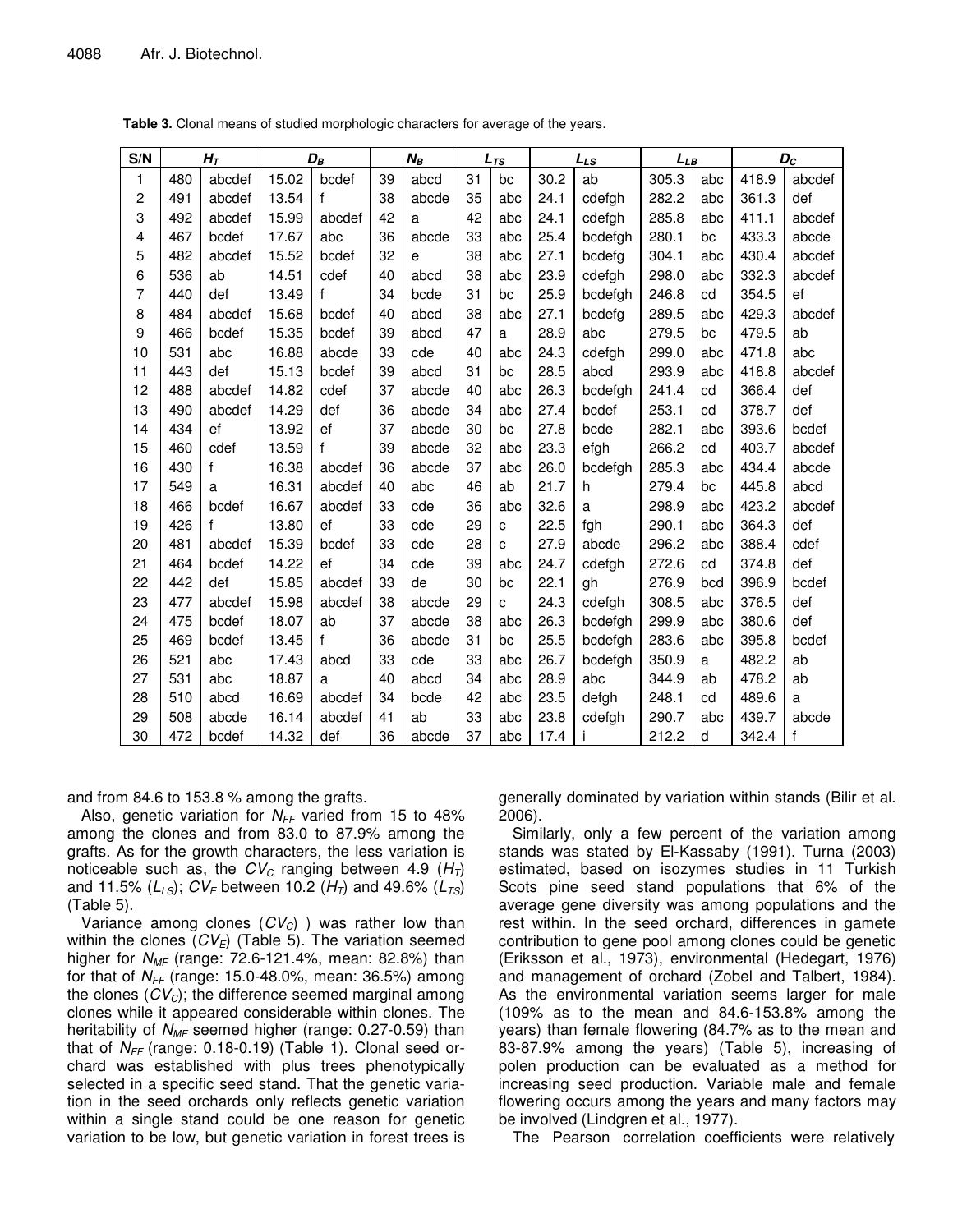**Table 3.** Clonal means of studied morphologic characters for average of the years.

| S/N | $H_T$ | | $D_B$ | | $N_B$ | | $L_{TS}$ | | $L_{LS}$ | | $L_{LB}$ | | $D_C$ | |
|---|---|---|---|---|---|---|---|---|---|---|---|---|---|---|
| 1 | 480 | abcdef | 15.02 | bcdef | 39 | abcd | 31 | bc | 30.2 | ab | 305.3 | abc | 418.9 | abcdef |
| 2 | 491 | abcdef | 13.54 | f | 38 | abcde | 35 | abc | 24.1 | cdefgh | 282.2 | abc | 361.3 | def |
| 3 | 492 | abcdef | 15.99 | abcdef | 42 | a | 42 | abc | 24.1 | cdefgh | 285.8 | abc | 411.1 | abcdef |
| 4 | 467 | bcdef | 17.67 | abc | 36 | abcde | 33 | abc | 25.4 | bcdefgh | 280.1 | bc | 433.3 | abcde |
| 5 | 482 | abcdef | 15.52 | bcdef | 32 | e | 38 | abc | 27.1 | bcdefg | 304.1 | abc | 430.4 | abcdef |
| 6 | 536 | ab | 14.51 | cdef | 40 | abcd | 38 | abc | 23.9 | cdefgh | 298.0 | abc | 332.3 | abcdef |
| 7 | 440 | def | 13.49 | f | 34 | bcde | 31 | bc | 25.9 | bcdefgh | 246.8 | cd | 354.5 | ef |
| 8 | 484 | abcdef | 15.68 | bcdef | 40 | abcd | 38 | abc | 27.1 | bcdefg | 289.5 | abc | 429.3 | abcdef |
| 9 | 466 | bcdef | 15.35 | bcdef | 39 | abcd | 47 | a | 28.9 | abc | 279.5 | bc | 479.5 | ab |
| 10 | 531 | abc | 16.88 | abcde | 33 | cde | 40 | abc | 24.3 | cdefgh | 299.0 | abc | 471.8 | abc |
| 11 | 443 | def | 15.13 | bcdef | 39 | abcd | 31 | bc | 28.5 | abcd | 293.9 | abc | 418.8 | abcdef |
| 12 | 488 | abcdef | 14.82 | cdef | 37 | abcde | 40 | abc | 26.3 | bcdefgh | 241.4 | cd | 366.4 | def |
| 13 | 490 | abcdef | 14.29 | def | 36 | abcde | 34 | abc | 27.4 | bcdef | 253.1 | cd | 378.7 | def |
| 14 | 434 | ef | 13.92 | ef | 37 | abcde | 30 | bc | 27.8 | bcde | 282.1 | abc | 393.6 | bcdef |
| 15 | 460 | cdef | 13.59 | f | 39 | abcde | 32 | abc | 23.3 | efgh | 266.2 | cd | 403.7 | abcdef |
| 16 | 430 | f | 16.38 | abcdef | 36 | abcde | 37 | abc | 26.0 | bcdefgh | 285.3 | abc | 434.4 | abcde |
| 17 | 549 | a | 16.31 | abcdef | 40 | abc | 46 | ab | 21.7 | h | 279.4 | bc | 445.8 | abcd |
| 18 | 466 | bcdef | 16.67 | abcdef | 33 | cde | 36 | abc | 32.6 | a | 298.9 | abc | 423.2 | abcdef |
| 19 | 426 | f | 13.80 | ef | 33 | cde | 29 | c | 22.5 | fgh | 290.1 | abc | 364.3 | def |
| 20 | 481 | abcdef | 15.39 | bcdef | 33 | cde | 28 | c | 27.9 | abcde | 296.2 | abc | 388.4 | cdef |
| 21 | 464 | bcdef | 14.22 | ef | 34 | cde | 39 | abc | 24.7 | cdefgh | 272.6 | cd | 374.8 | def |
| 22 | 442 | def | 15.85 | abcdef | 33 | de | 30 | bc | 22.1 | gh | 276.9 | bcd | 396.9 | bcdef |
| 23 | 477 | abcdef | 15.98 | abcdef | 38 | abcde | 29 | c | 24.3 | cdefgh | 308.5 | abc | 376.5 | def |
| 24 | 475 | bcdef | 18.07 | ab | 37 | abcde | 38 | abc | 26.3 | bcdefgh | 299.9 | abc | 380.6 | def |
| 25 | 469 | bcdef | 13.45 | f | 36 | abcde | 31 | bc | 25.5 | bcdefgh | 283.6 | abc | 395.8 | bcdef |
| 26 | 521 | abc | 17.43 | abcd | 33 | cde | 33 | abc | 26.7 | bcdefgh | 350.9 | a | 482.2 | ab |
| 27 | 531 | abc | 18.87 | a | 40 | abcd | 34 | abc | 28.9 | abc | 344.9 | ab | 478.2 | ab |
| 28 | 510 | abcd | 16.69 | abcdef | 34 | bcde | 42 | abc | 23.5 | defgh | 248.1 | cd | 489.6 | a |
| 29 | 508 | abcde | 16.14 | abcdef | 41 | ab | 33 | abc | 23.8 | cdefgh | 290.7 | abc | 439.7 | abcde |
| 30 | 472 | bcdef | 14.32 | def | 36 | abcde | 37 | abc | 17.4 | i | 212.2 | d | 342.4 | f |

and from 84.6 to 153.8 % among the grafts.

Also, genetic variation for $N_{FF}$ varied from 15 to 48% among the clones and from 83.0 to 87.9% among the grafts. As for the growth characters, the less variation is noticeable such as, the $CV_C$ ranging between 4.9 ($H_T$) and 11.5% ($L_{LS}$); $CV_E$ between 10.2 ($H_T$) and 49.6% ($L_{TS}$) (Table 5).

Variance among clones ($CV_C$) ) was rather low than within the clones ($CV_E$) (Table 5). The variation seemed higher for $N_{MF}$ (range: 72.6-121.4%, mean: 82.8%) than for that of $N_{FF}$ (range: 15.0-48.0%, mean: 36.5%) among the clones ($CV_C$); the difference seemed marginal among clones while it appeared considerable within clones. The heritability of $N_{MF}$ seemed higher (range: 0.27-0.59) than that of $N_{FF}$ (range: 0.18-0.19) (Table 1). Clonal seed orchard was established with plus trees phenotypically selected in a specific seed stand. That the genetic variation in the seed orchards only reflects genetic variation within a single stand could be one reason for genetic variation to be low, but genetic variation in forest trees is generally dominated by variation within stands (Bilir et al. 2006).

Similarly, only a few percent of the variation among stands was stated by El-Kassaby (1991). Turna (2003) estimated, based on isozymes studies in 11 Turkish Scots pine seed stand populations that 6% of the average gene diversity was among populations and the rest within. In the seed orchard, differences in gamete contribution to gene pool among clones could be genetic (Eriksson et al., 1973), environmental (Hedegart, 1976) and management of orchard (Zobel and Talbert, 1984). As the environmental variation seems larger for male (109% as to the mean and 84.6-153.8% among the years) than female flowering (84.7% as to the mean and 83-87.9% among the years) (Table 5), increasing of polen production can be evaluated as a method for increasing seed production. Variable male and female flowering occurs among the years and many factors may be involved (Lindgren et al., 1977).

The Pearson correlation coefficients were relatively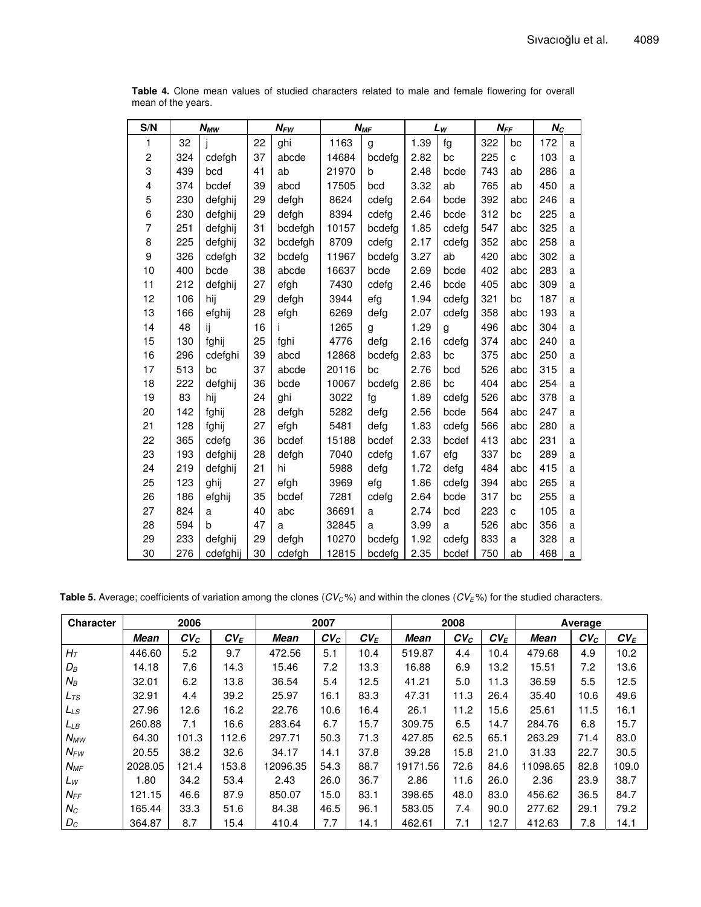**Table 4.** Clone mean values of studied characters related to male and female flowering for overall mean of the years.

| S/N | $N_{MW}$ | | $N_{FW}$ | | $N_{MF}$ | | $L_W$ | | $N_{FF}$ | | $N_C$ | |
|---|---|---|---|---|---|---|---|---|---|---|---|---|
| 1 | 32 | j | 22 | ghi | 1163 | g | 1.39 | fg | 322 | bc | 172 | a |
| 2 | 324 | cdefgh | 37 | abcde | 14684 | bcdefg | 2.82 | bc | 225 | c | 103 | a |
| 3 | 439 | bcd | 41 | ab | 21970 | b | 2.48 | bcde | 743 | ab | 286 | a |
| 4 | 374 | bcdef | 39 | abcd | 17505 | bcd | 3.32 | ab | 765 | ab | 450 | a |
| 5 | 230 | defghij | 29 | defgh | 8624 | cdefg | 2.64 | bcde | 392 | abc | 246 | a |
| 6 | 230 | defghij | 29 | defgh | 8394 | cdefg | 2.46 | bcde | 312 | bc | 225 | a |
| 7 | 251 | defghij | 31 | bcdefgh | 10157 | bcdefg | 1.85 | cdefg | 547 | abc | 325 | a |
| 8 | 225 | defghij | 32 | bcdefgh | 8709 | cdefg | 2.17 | cdefg | 352 | abc | 258 | a |
| 9 | 326 | cdefgh | 32 | bcdefg | 11967 | bcdefg | 3.27 | ab | 420 | abc | 302 | a |
| 10 | 400 | bcde | 38 | abcde | 16637 | bcde | 2.69 | bcde | 402 | abc | 283 | a |
| 11 | 212 | defghij | 27 | efgh | 7430 | cdefg | 2.46 | bcde | 405 | abc | 309 | a |
| 12 | 106 | hij | 29 | defgh | 3944 | efg | 1.94 | cdefg | 321 | bc | 187 | a |
| 13 | 166 | efghij | 28 | efgh | 6269 | defg | 2.07 | cdefg | 358 | abc | 193 | a |
| 14 | 48 | ij | 16 | i | 1265 | g | 1.29 | g | 496 | abc | 304 | a |
| 15 | 130 | fghij | 25 | fghi | 4776 | defg | 2.16 | cdefg | 374 | abc | 240 | a |
| 16 | 296 | cdefghi | 39 | abcd | 12868 | bcdefg | 2.83 | bc | 375 | abc | 250 | a |
| 17 | 513 | bc | 37 | abcde | 20116 | bc | 2.76 | bcd | 526 | abc | 315 | a |
| 18 | 222 | defghij | 36 | bcde | 10067 | bcdefg | 2.86 | bc | 404 | abc | 254 | a |
| 19 | 83 | hij | 24 | ghi | 3022 | fg | 1.89 | cdefg | 526 | abc | 378 | a |
| 20 | 142 | fghij | 28 | defgh | 5282 | defg | 2.56 | bcde | 564 | abc | 247 | a |
| 21 | 128 | fghij | 27 | efgh | 5481 | defg | 1.83 | cdefg | 566 | abc | 280 | a |
| 22 | 365 | cdefg | 36 | bcdef | 15188 | bcdef | 2.33 | bcdef | 413 | abc | 231 | a |
| 23 | 193 | defghij | 28 | defgh | 7040 | cdefg | 1.67 | efg | 337 | bc | 289 | a |
| 24 | 219 | defghij | 21 | hi | 5988 | defg | 1.72 | defg | 484 | abc | 415 | a |
| 25 | 123 | ghij | 27 | efgh | 3969 | efg | 1.86 | cdefg | 394 | abc | 265 | a |
| 26 | 186 | efghij | 35 | bcdef | 7281 | cdefg | 2.64 | bcde | 317 | bc | 255 | a |
| 27 | 824 | a | 40 | abc | 36691 | a | 2.74 | bcd | 223 | c | 105 | a |
| 28 | 594 | b | 47 | a | 32845 | a | 3.99 | a | 526 | abc | 356 | a |
| 29 | 233 | defghij | 29 | defgh | 10270 | bcdefg | 1.92 | cdefg | 833 | a | 328 | a |
| 30 | 276 | cdefghij | 30 | cdefgh | 12815 | bcdefg | 2.35 | bcdef | 750 | ab | 468 | a |

**Table 5.** Average; coefficients of variation among the clones ($CV_C$%) and within the clones ($CV_E$%) for the studied characters.

| Character | 2006 | | | 2007 | | | 2008 | | | Average | | |
|---|---|---|---|---|---|---|---|---|---|---|---|---|
| | ***Mean*** | $CV_C$ | $CV_E$ | ***Mean*** | $CV_C$ | $CV_E$ | ***Mean*** | $CV_C$ | $CV_E$ | ***Mean*** | $CV_C$ | $CV_E$ |
| $H_T$ | 446.60 | 5.2 | 9.7 | 472.56 | 5.1 | 10.4 | 519.87 | 4.4 | 10.4 | 479.68 | 4.9 | 10.2 |
| $D_B$ | 14.18 | 7.6 | 14.3 | 15.46 | 7.2 | 13.3 | 16.88 | 6.9 | 13.2 | 15.51 | 7.2 | 13.6 |
| $N_B$ | 32.01 | 6.2 | 13.8 | 36.54 | 5.4 | 12.5 | 41.21 | 5.0 | 11.3 | 36.59 | 5.5 | 12.5 |
| $L_{TS}$ | 32.91 | 4.4 | 39.2 | 25.97 | 16.1 | 83.3 | 47.31 | 11.3 | 26.4 | 35.40 | 10.6 | 49.6 |
| $L_{LS}$ | 27.96 | 12.6 | 16.2 | 22.76 | 10.6 | 16.4 | 26.1 | 11.2 | 15.6 | 25.61 | 11.5 | 16.1 |
| $L_{LB}$ | 260.88 | 7.1 | 16.6 | 283.64 | 6.7 | 15.7 | 309.75 | 6.5 | 14.7 | 284.76 | 6.8 | 15.7 |
| $N_{MW}$ | 64.30 | 101.3 | 112.6 | 297.71 | 50.3 | 71.3 | 427.85 | 62.5 | 65.1 | 263.29 | 71.4 | 83.0 |
| $N_{FW}$ | 20.55 | 38.2 | 32.6 | 34.17 | 14.1 | 37.8 | 39.28 | 15.8 | 21.0 | 31.33 | 22.7 | 30.5 |
| $N_{MF}$ | 2028.05 | 121.4 | 153.8 | 12096.35 | 54.3 | 88.7 | 19171.56 | 72.6 | 84.6 | 11098.65 | 82.8 | 109.0 |
| $L_W$ | 1.80 | 34.2 | 53.4 | 2.43 | 26.0 | 36.7 | 2.86 | 11.6 | 26.0 | 2.36 | 23.9 | 38.7 |
| $N_{FF}$ | 121.15 | 46.6 | 87.9 | 850.07 | 15.0 | 83.1 | 398.65 | 48.0 | 83.0 | 456.62 | 36.5 | 84.7 |
| $N_C$ | 165.44 | 33.3 | 51.6 | 84.38 | 46.5 | 96.1 | 583.05 | 7.4 | 90.0 | 277.62 | 29.1 | 79.2 |
| $D_C$ | 364.87 | 8.7 | 15.4 | 410.4 | 7.7 | 14.1 | 462.61 | 7.1 | 12.7 | 412.63 | 7.8 | 14.1 |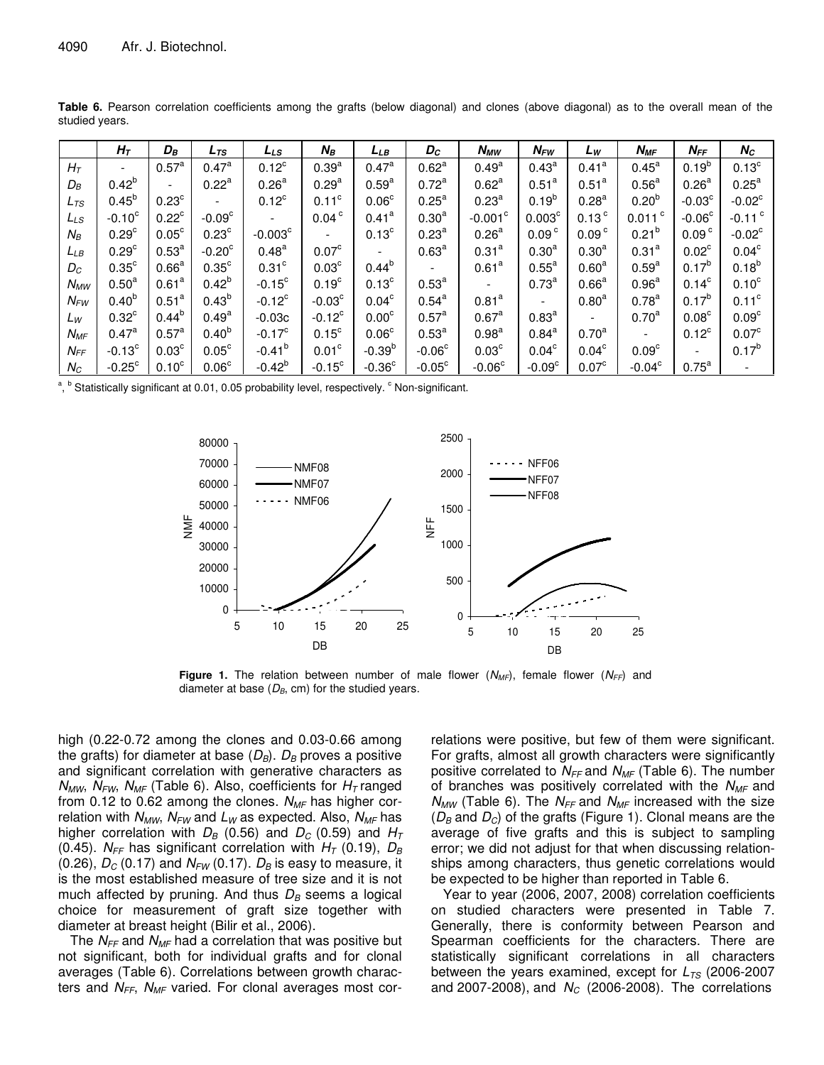**Table 6.** Pearson correlation coefficients among the grafts (below diagonal) and clones (above diagonal) as to the overall mean of the studied years.

| | $H_T$ | $D_B$ | $L_{TS}$ | $L_{LS}$ | $N_B$ | $L_{LB}$ | $D_C$ | $N_{MW}$ | $N_{FW}$ | $L_W$ | $N_{MF}$ | $N_{FF}$ | $N_C$ |
|---|---|---|---|---|---|---|---|---|---|---|---|---|---|
| $H_T$ | - | 0.57[a] | 0.47[a] | 0.12[c] | 0.39[a] | 0.47[a] | 0.62[a] | 0.49[a] | 0.43[a] | 0.41[a] | 0.45[a] | 0.19[b] | 0.13[c] |
| $D_B$ | 0.42[b] | - | 0.22[a] | 0.26[a] | 0.29[a] | 0.59[a] | 0.72[a] | 0.62[a] | 0.51[a] | 0.51[a] | 0.56[a] | 0.26[a] | 0.25[a] |
| $L_{TS}$ | 0.45[b] | 0.23[c] | - | 0.12[c] | 0.11[c] | 0.06[c] | 0.25[a] | 0.23[a] | 0.19[b] | 0.28[a] | 0.20[b] | -0.03[c] | -0.02[c] |
| $L_{LS}$ | -0.10[c] | 0.22[c] | -0.09[c] | - | 0.04[c] | 0.41[a] | 0.30[a] | -0.001[c] | 0.003[c] | 0.13[c] | 0.011[c] | -0.06[c] | -0.11[c] |
| $N_B$ | 0.29[c] | 0.05[c] | 0.23[c] | -0.003[c] | - | 0.13[c] | 0.23[a] | 0.26[a] | 0.09[c] | 0.09[c] | 0.21[b] | 0.09[c] | -0.02[c] |
| $L_{LB}$ | 0.29[c] | 0.53[a] | -0.20[c] | 0.48[a] | 0.07[c] | - | 0.63[a] | 0.31[a] | 0.30[a] | 0.30[a] | 0.31[a] | 0.02[c] | 0.04[c] |
| $D_C$ | 0.35[c] | 0.66[a] | 0.35[c] | 0.31[c] | 0.03[c] | 0.44[b] | - | 0.61[a] | 0.55[a] | 0.60[a] | 0.59[a] | 0.17[b] | 0.18[b] |
| $N_{MW}$ | 0.50[a] | 0.61[a] | 0.42[b] | -0.15[c] | 0.19[c] | 0.13[c] | 0.53[a] | - | 0.73[a] | 0.66[a] | 0.96[a] | 0.14[c] | 0.10[c] |
| $N_{FW}$ | 0.40[b] | 0.51[a] | 0.43[b] | -0.12[c] | -0.03[c] | 0.04[c] | 0.54[a] | 0.81[a] | - | 0.80[a] | 0.78[a] | 0.17[b] | 0.11[c] |
| $L_W$ | 0.32[c] | 0.44[b] | 0.49[a] | -0.03c | -0.12[c] | 0.00[c] | 0.57[a] | 0.67[a] | 0.83[a] | - | 0.70[a] | 0.08[c] | 0.09[c] |
| $N_{MF}$ | 0.47[a] | 0.57[a] | 0.40[b] | -0.17[c] | 0.15[c] | 0.06[c] | 0.53[a] | 0.98[a] | 0.84[a] | 0.70[a] | - | 0.12[c] | 0.07[c] |
| $N_{FF}$ | -0.13[c] | 0.03[c] | 0.05[c] | -0.41[b] | 0.01[c] | -0.39[b] | -0.06[c] | 0.03[c] | 0.04[c] | 0.04[c] | 0.09[c] | - | 0.17[b] |
| $N_C$ | -0.25[c] | 0.10[c] | 0.06[c] | -0.42[b] | -0.15[c] | -0.36[c] | -0.05[c] | -0.06[c] | -0.09[c] | 0.07[c] | -0.04[c] | 0.75[a] | - |

[a], [b] Statistically significant at 0.01, 0.05 probability level, respectively. [c] Non-significant.

**Figure 1.** The relation between number of male flower ($N_{MF}$), female flower ($N_{FF}$) and diameter at base ($D_B$, cm) for the studied years.

high (0.22-0.72 among the clones and 0.03-0.66 among the grafts) for diameter at base ($D_B$). $D_B$ proves a positive and significant correlation with generative characters as $N_{MW}$, $N_{FW}$, $N_{MF}$ (Table 6). Also, coefficients for $H_T$ ranged from 0.12 to 0.62 among the clones. $N_{MF}$ has higher correlation with $N_{MW}$, $N_{FW}$ and $L_W$ as expected. Also, $N_{MF}$ has higher correlation with $D_B$ (0.56) and $D_C$ (0.59) and $H_T$ (0.45). $N_{FF}$ has significant correlation with $H_T$ (0.19), $D_B$ (0.26), $D_C$ (0.17) and $N_{FW}$ (0.17). $D_B$ is easy to measure, it is the most established measure of tree size and it is not much affected by pruning. And thus $D_B$ seems a logical choice for measurement of graft size together with diameter at breast height (Bilir et al., 2006).

The $N_{FF}$ and $N_{MF}$ had a correlation that was positive but not significant, both for individual grafts and for clonal averages (Table 6). Correlations between growth characters and $N_{FF}$, $N_{MF}$ varied. For clonal averages most correlations were positive, but few of them were significant. For grafts, almost all growth characters were significantly positive correlated to $N_{FF}$ and $N_{MF}$ (Table 6). The number of branches was positively correlated with the $N_{MF}$ and $N_{MW}$ (Table 6). The $N_{FF}$ and $N_{MF}$ increased with the size ($D_B$ and $D_C$) of the grafts (Figure 1). Clonal means are the average of five grafts and this is subject to sampling error; we did not adjust for that when discussing relationships among characters, thus genetic correlations would be expected to be higher than reported in Table 6.

Year to year (2006, 2007, 2008) correlation coefficients on studied characters were presented in Table 7. Generally, there is conformity between Pearson and Spearman coefficients for the characters. There are statistically significant correlations in all characters between the years examined, except for $L_{TS}$ (2006-2007 and 2007-2008), and $N_C$ (2006-2008). The correlations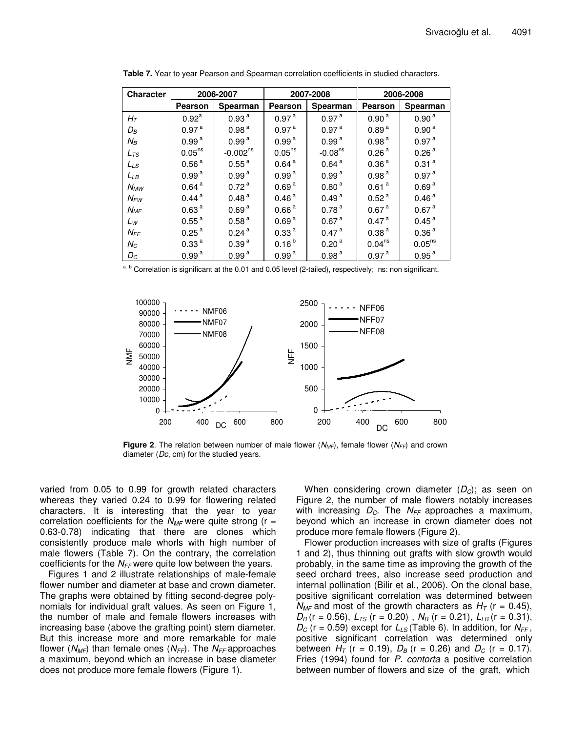**Table 7.** Year to year Pearson and Spearman correlation coefficients in studied characters.

| Character | 2006-2007 | | 2007-2008 | | 2006-2008 | |
|---|---|---|---|---|---|---|
| | Pearson | Spearman | Pearson | Spearman | Pearson | Spearman |
| $H_T$ | 0.92[a] | 0.93[a] | 0.97[a] | 0.97[a] | 0.90[a] | 0.90[a] |
| $D_B$ | 0.97[a] | 0.98[a] | 0.97[a] | 0.97[a] | 0.89[a] | 0.90[a] |
| $N_B$ | 0.99[a] | 0.99[a] | 0.99[a] | 0.99[a] | 0.98[a] | 0.97[a] |
| $L_{TS}$ | 0.05[ns] | -0.002[ns] | 0.05[ns] | -0.08[ns] | 0.26[a] | 0.26[a] |
| $L_{LS}$ | 0.56[a] | 0.55[a] | 0.64[a] | 0.64[a] | 0.36[a] | 0.31[a] |
| $L_{LB}$ | 0.99[a] | 0.99[a] | 0.99[a] | 0.99[a] | 0.98[a] | 0.97[a] |
| $N_{MW}$ | 0.64[a] | 0.72[a] | 0.69[a] | 0.80[a] | 0.61[a] | 0.69[a] |
| $N_{FW}$ | 0.44[a] | 0.48[a] | 0.46[a] | 0.49[a] | 0.52[a] | 0.46[a] |
| $N_{MF}$ | 0.63[a] | 0.69[a] | 0.66[a] | 0.78[a] | 0.67[a] | 0.67[a] |
| $L_W$ | 0.55[a] | 0.58[a] | 0.69[a] | 0.67[a] | 0.47[a] | 0.45[a] |
| $N_{FF}$ | 0.25[a] | 0.24[a] | 0.33[a] | 0.47[a] | 0.38[a] | 0.36[a] |
| $N_C$ | 0.33[a] | 0.39[a] | 0.16[b] | 0.20[a] | 0.04[ns] | 0.05[ns] |
| $D_C$ | 0.99[a] | 0.99[a] | 0.99[a] | 0.98[a] | 0.97[a] | 0.95[a] |

[a, b] Correlation is significant at the 0.01 and 0.05 level (2-tailed), respectively; ns: non significant.

**Figure 2**. The relation between number of male flower ($N_{MF}$), female flower ($N_{FF}$) and crown diameter ($D_C$, cm) for the studied years.

varied from 0.05 to 0.99 for growth related characters whereas they varied 0.24 to 0.99 for flowering related characters. It is interesting that the year to year correlation coefficients for the $N_{MF}$ were quite strong (r = 0.63-0.78) indicating that there are clones which consistently produce male whorls with high number of male flowers (Table 7). On the contrary, the correlation coefficients for the $N_{FF}$ were quite low between the years.

Figures 1 and 2 illustrate relationships of male-female flower number and diameter at base and crown diameter. The graphs were obtained by fitting second-degree polynomials for individual graft values. As seen on Figure 1, the number of male and female flowers increases with increasing base (above the grafting point) stem diameter. But this increase more and more remarkable for male flower ($N_{MF}$) than female ones ($N_{FF}$). The $N_{FF}$ approaches a maximum, beyond which an increase in base diameter does not produce more female flowers (Figure 1).

When considering crown diameter ($D_C$); as seen on Figure 2, the number of male flowers notably increases with increasing $D_C$. The $N_{FF}$ approaches a maximum, beyond which an increase in crown diameter does not produce more female flowers (Figure 2).

Flower production increases with size of grafts (Figures 1 and 2), thus thinning out grafts with slow growth would probably, in the same time as improving the growth of the seed orchard trees, also increase seed production and internal pollination (Bilir et al., 2006). On the clonal base, positive significant correlation was determined between $N_{MF}$ and most of the growth characters as $H_T$ (r = 0.45), $D_B$ (r = 0.56), $L_{TS}$ (r = 0.20) , $N_B$ (r = 0.21), $L_{LB}$ (r = 0.31), $D_C$ (r = 0.59) except for $L_{LS}$ (Table 6). In addition, for $N_{FF}$, positive significant correlation was determined only between $H_T$ (r = 0.19), $D_B$ (r = 0.26) and $D_C$ (r = 0.17). Fries (1994) found for *P. contorta* a positive correlation between number of flowers and size of the graft, which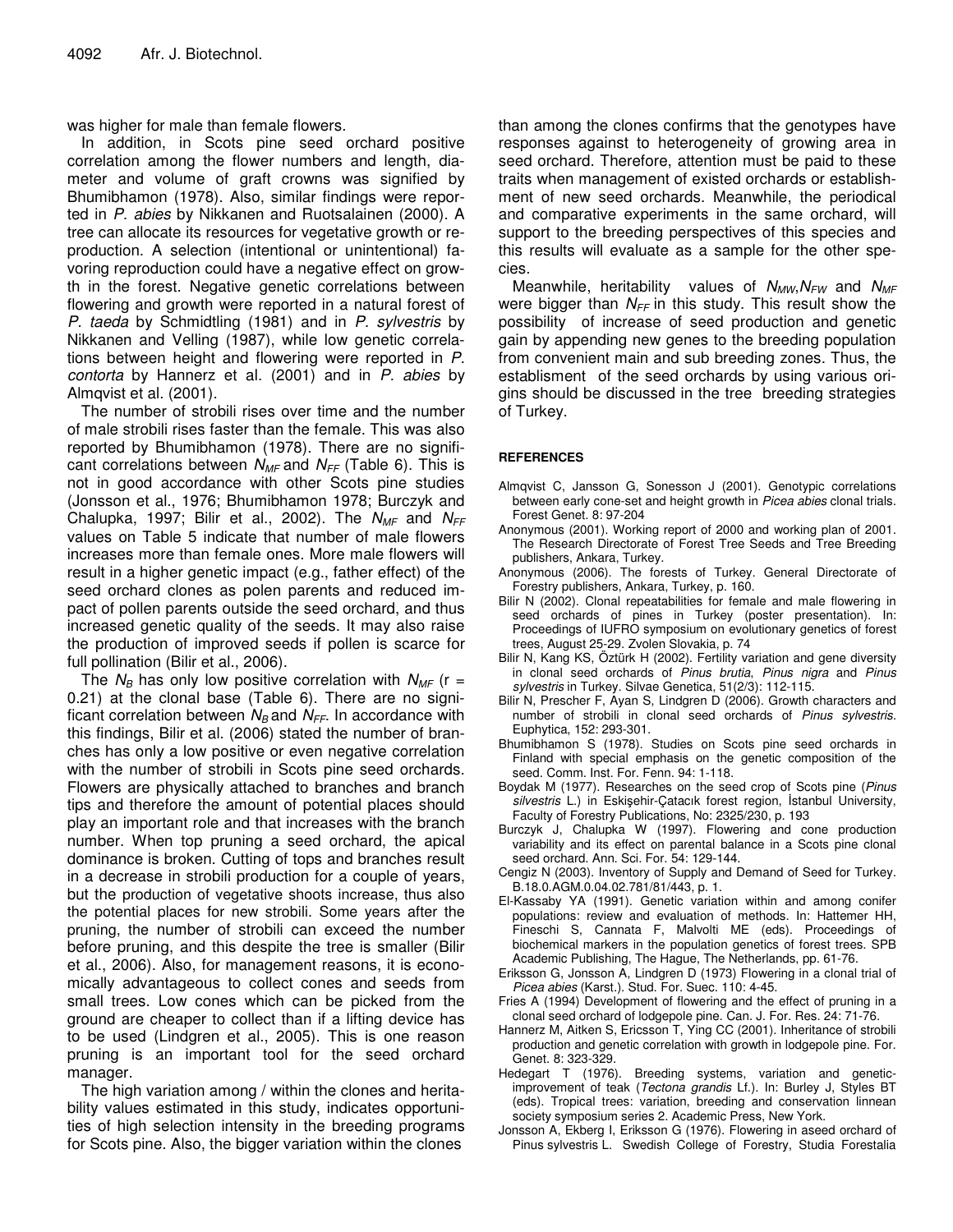was higher for male than female flowers.

In addition, in Scots pine seed orchard positive correlation among the flower numbers and length, diameter and volume of graft crowns was signified by Bhumibhamon (1978). Also, similar findings were reported in *P. abies* by Nikkanen and Ruotsalainen (2000). A tree can allocate its resources for vegetative growth or reproduction. A selection (intentional or unintentional) favoring reproduction could have a negative effect on growth in the forest. Negative genetic correlations between flowering and growth were reported in a natural forest of *P. taeda* by Schmidtling (1981) and in *P. sylvestris* by Nikkanen and Velling (1987), while low genetic correlations between height and flowering were reported in *P. contorta* by Hannerz et al. (2001) and in *P. abies* by Almqvist et al. (2001).

The number of strobili rises over time and the number of male strobili rises faster than the female. This was also reported by Bhumibhamon (1978). There are no significant correlations between $N_{MF}$ and $N_{FF}$ (Table 6). This is not in good accordance with other Scots pine studies (Jonsson et al., 1976; Bhumibhamon 1978; Burczyk and Chalupka, 1997; Bilir et al., 2002). The $N_{MF}$ and $N_{FF}$ values on Table 5 indicate that number of male flowers increases more than female ones. More male flowers will result in a higher genetic impact (e.g., father effect) of the seed orchard clones as polen parents and reduced impact of pollen parents outside the seed orchard, and thus increased genetic quality of the seeds. It may also raise the production of improved seeds if pollen is scarce for full pollination (Bilir et al., 2006).

The $N_B$ has only low positive correlation with $N_{MF}$ (r = 0.21) at the clonal base (Table 6). There are no significant correlation between $N_B$ and $N_{FF}$. In accordance with this findings, Bilir et al. (2006) stated the number of branches has only a low positive or even negative correlation with the number of strobili in Scots pine seed orchards. Flowers are physically attached to branches and branch tips and therefore the amount of potential places should play an important role and that increases with the branch number. When top pruning a seed orchard, the apical dominance is broken. Cutting of tops and branches result in a decrease in strobili production for a couple of years, but the production of vegetative shoots increase, thus also the potential places for new strobili. Some years after the pruning, the number of strobili can exceed the number before pruning, and this despite the tree is smaller (Bilir et al., 2006). Also, for management reasons, it is economically advantageous to collect cones and seeds from small trees. Low cones which can be picked from the ground are cheaper to collect than if a lifting device has to be used (Lindgren et al., 2005). This is one reason pruning is an important tool for the seed orchard manager.

The high variation among / within the clones and heritability values estimated in this study, indicates opportunities of high selection intensity in the breeding programs for Scots pine. Also, the bigger variation within the clones than among the clones confirms that the genotypes have responses against to heterogeneity of growing area in seed orchard. Therefore, attention must be paid to these traits when management of existed orchards or establishment of new seed orchards. Meanwhile, the periodical and comparative experiments in the same orchard, will support to the breeding perspectives of this species and this results will evaluate as a sample for the other species.

Meanwhile, heritability values of $N_{MW}$,$N_{FW}$ and $N_{MF}$ were bigger than $N_{FF}$ in this study. This result show the possibility of increase of seed production and genetic gain by appending new genes to the breeding population from convenient main and sub breeding zones. Thus, the establisment of the seed orchards by using various origins should be discussed in the tree breeding strategies of Turkey.

## REFERENCES

Almqvist C, Jansson G, Sonesson J (2001). Genotypic correlations between early cone-set and height growth in *Picea abies* clonal trials. Forest Genet. 8: 97-204

Anonymous (2001). Working report of 2000 and working plan of 2001. The Research Directorate of Forest Tree Seeds and Tree Breeding publishers, Ankara, Turkey.

Anonymous (2006). The forests of Turkey. General Directorate of Forestry publishers, Ankara, Turkey, p. 160.

Bilir N (2002). Clonal repeatabilities for female and male flowering in seed orchards of pines in Turkey (poster presentation). In: Proceedings of IUFRO symposium on evolutionary genetics of forest trees, August 25-29. Zvolen Slovakia, p. 74

Bilir N, Kang KS, Öztürk H (2002). Fertility variation and gene diversity in clonal seed orchards of *Pinus brutia*, *Pinus nigra* and *Pinus sylvestris* in Turkey. Silvae Genetica, 51(2/3): 112-115.

Bilir N, Prescher F, Ayan S, Lindgren D (2006). Growth characters and number of strobili in clonal seed orchards of *Pinus sylvestris*. Euphytica, 152: 293-301.

Bhumibhamon S (1978). Studies on Scots pine seed orchards in Finland with special emphasis on the genetic composition of the seed. Comm. Inst. For. Fenn. 94: 1-118.

Boydak M (1977). Researches on the seed crop of Scots pine (*Pinus silvestris* L.) in Eskişehir-Çatacık forest region, İstanbul University, Faculty of Forestry Publications, No: 2325/230, p. 193

Burczyk J, Chalupka W (1997). Flowering and cone production variability and its effect on parental balance in a Scots pine clonal seed orchard. Ann. Sci. For. 54: 129-144.

Cengiz N (2003). Inventory of Supply and Demand of Seed for Turkey. B.18.0.AGM.0.04.02.781/81/443, p. 1.

El-Kassaby YA (1991). Genetic variation within and among conifer populations: review and evaluation of methods. In: Hattemer HH, Fineschi S, Cannata F, Malvolti ME (eds). Proceedings of biochemical markers in the population genetics of forest trees. SPB Academic Publishing, The Hague, The Netherlands, pp. 61-76.

Eriksson G, Jonsson A, Lindgren D (1973) Flowering in a clonal trial of *Picea abies* (Karst.). Stud. For. Suec. 110: 4-45.

Fries A (1994) Development of flowering and the effect of pruning in a clonal seed orchard of lodgepole pine. Can. J. For. Res. 24: 71-76.

Hannerz M, Aitken S, Ericsson T, Ying CC (2001). Inheritance of strobili production and genetic correlation with growth in lodgepole pine. For. Genet. 8: 323-329.

Hedegart T (1976). Breeding systems, variation and genetic-improvement of teak (*Tectona grandis* Lf.). In: Burley J, Styles BT (eds). Tropical trees: variation, breeding and conservation linnean society symposium series 2. Academic Press, New York.

Jonsson A, Ekberg I, Eriksson G (1976). Flowering in aseed orchard of Pinus sylvestris L. Swedish College of Forestry, Studia Forestalia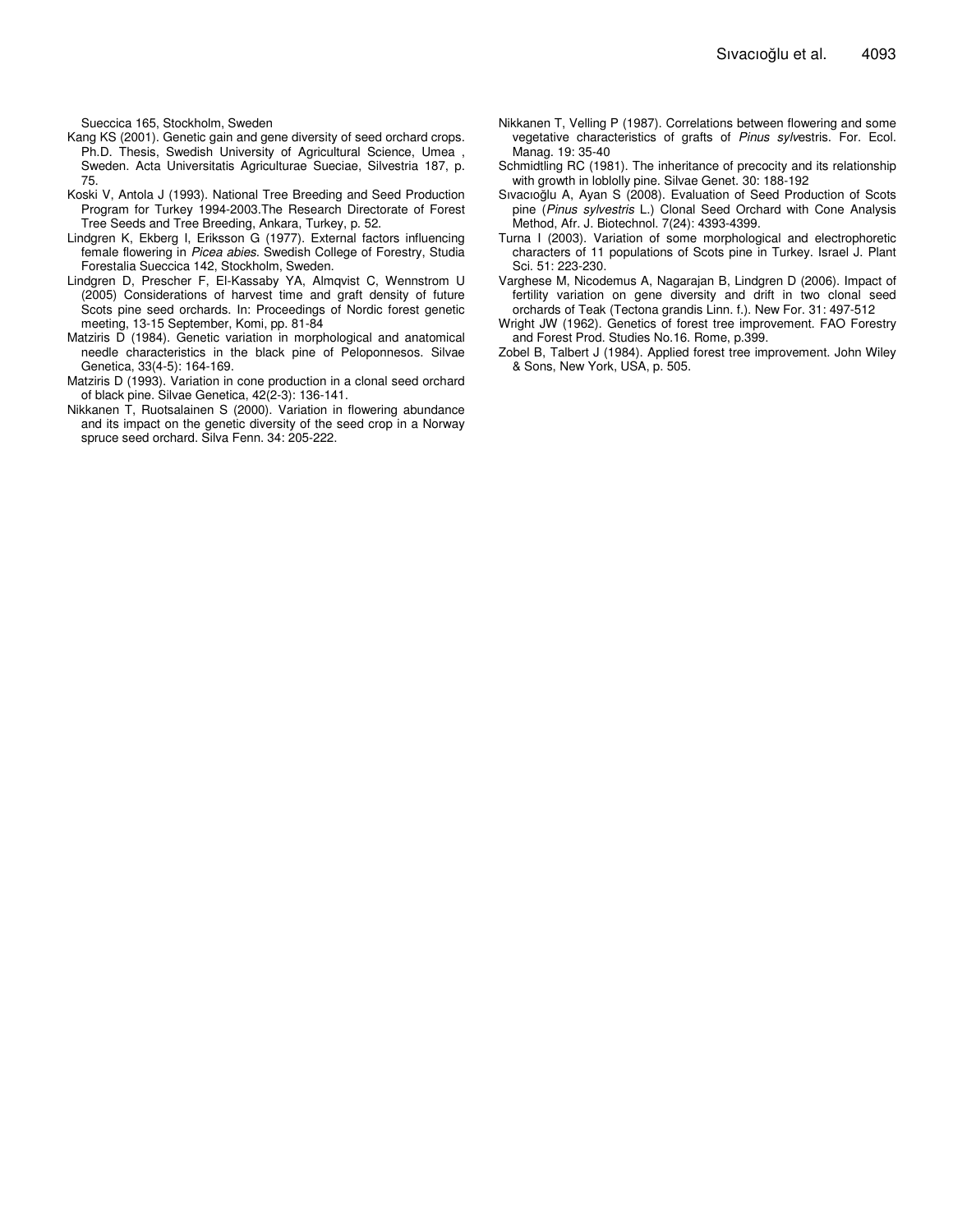Sueccica 165, Stockholm, Sweden

Kang KS (2001). Genetic gain and gene diversity of seed orchard crops. Ph.D. Thesis, Swedish University of Agricultural Science, Umea , Sweden. Acta Universitatis Agriculturae Sueciae, Silvestria 187, p. 75.

Koski V, Antola J (1993). National Tree Breeding and Seed Production Program for Turkey 1994-2003.The Research Directorate of Forest Tree Seeds and Tree Breeding, Ankara, Turkey, p. 52.

Lindgren K, Ekberg I, Eriksson G (1977). External factors influencing female flowering in *Picea abies*. Swedish College of Forestry, Studia Forestalia Sueccica 142, Stockholm, Sweden.

Lindgren D, Prescher F, El-Kassaby YA, Almqvist C, Wennstrom U (2005) Considerations of harvest time and graft density of future Scots pine seed orchards. In: Proceedings of Nordic forest genetic meeting, 13-15 September, Komi, pp. 81-84

Matziris D (1984). Genetic variation in morphological and anatomical needle characteristics in the black pine of Peloponnesos. Silvae Genetica, 33(4-5): 164-169.

Matziris D (1993). Variation in cone production in a clonal seed orchard of black pine. Silvae Genetica, 42(2-3): 136-141.

Nikkanen T, Ruotsalainen S (2000). Variation in flowering abundance and its impact on the genetic diversity of the seed crop in a Norway spruce seed orchard. Silva Fenn. 34: 205-222.

Nikkanen T, Velling P (1987). Correlations between flowering and some vegetative characteristics of grafts of *Pinus sylve*stris. For. Ecol. Manag. 19: 35-40

Schmidtling RC (1981). The inheritance of precocity and its relationship with growth in loblolly pine. Silvae Genet. 30: 188-192

Sıvacıoğlu A, Ayan S (2008). Evaluation of Seed Production of Scots pine (*Pinus sylvestris* L.) Clonal Seed Orchard with Cone Analysis Method, Afr. J. Biotechnol. 7(24): 4393-4399.

Turna I (2003). Variation of some morphological and electrophoretic characters of 11 populations of Scots pine in Turkey. Israel J. Plant Sci. 51: 223-230.

Varghese M, Nicodemus A, Nagarajan B, Lindgren D (2006). Impact of fertility variation on gene diversity and drift in two clonal seed orchards of Teak (Tectona grandis Linn. f.). New For. 31: 497-512

Wright JW (1962). Genetics of forest tree improvement. FAO Forestry and Forest Prod. Studies No.16. Rome, p.399.

Zobel B, Talbert J (1984). Applied forest tree improvement. John Wiley & Sons, New York, USA, p. 505.